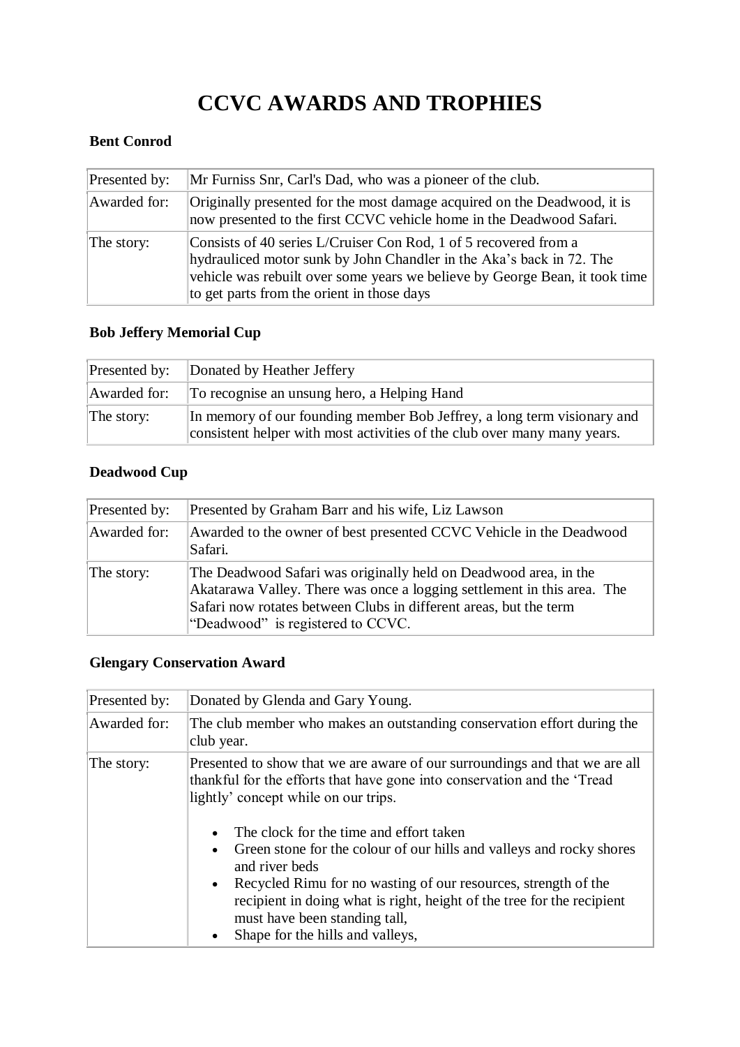# CCVC AWARDS AND TROPHIES

### Bent Conrod

| | |
|---|---|
| Presented by: | Mr Furniss Snr, Carl's Dad, who was a pioneer of the club. |
| Awarded for: | Originally presented for the most damage acquired on the Deadwood, it is now presented to the first CCVC vehicle home in the Deadwood Safari. |
| The story: | Consists of 40 series L/Cruiser Con Rod, 1 of 5 recovered from a hydrauliced motor sunk by John Chandler in the Aka's back in 72. The vehicle was rebuilt over some years we believe by George Bean, it took time to get parts from the orient in those days |

### Bob Jeffery Memorial Cup

| | |
|---|---|
| Presented by: | Donated by Heather Jeffery |
| Awarded for: | To recognise an unsung hero, a Helping Hand |
| The story: | In memory of our founding member Bob Jeffrey, a long term visionary and consistent helper with most activities of the club over many many years. |

### Deadwood Cup

| | |
|---|---|
| Presented by: | Presented by Graham Barr and his wife, Liz Lawson |
| Awarded for: | Awarded to the owner of best presented CCVC Vehicle in the Deadwood Safari. |
| The story: | The Deadwood Safari was originally held on Deadwood area, in the Akatarawa Valley. There was once a logging settlement in this area. The Safari now rotates between Clubs in different areas, but the term "Deadwood" is registered to CCVC. |

### Glengary Conservation Award

| | |
|---|---|
| Presented by: | Donated by Glenda and Gary Young. |
| Awarded for: | The club member who makes an outstanding conservation effort during the club year. |
| The story: | Presented to show that we are aware of our surroundings and that we are all thankful for the efforts that have gone into conservation and the 'Tread lightly' concept while on our trips.<br>• The clock for the time and effort taken<br>• Green stone for the colour of our hills and valleys and rocky shores and river beds<br>• Recycled Rimu for no wasting of our resources, strength of the recipient in doing what is right, height of the tree for the recipient must have been standing tall,<br>• Shape for the hills and valleys, |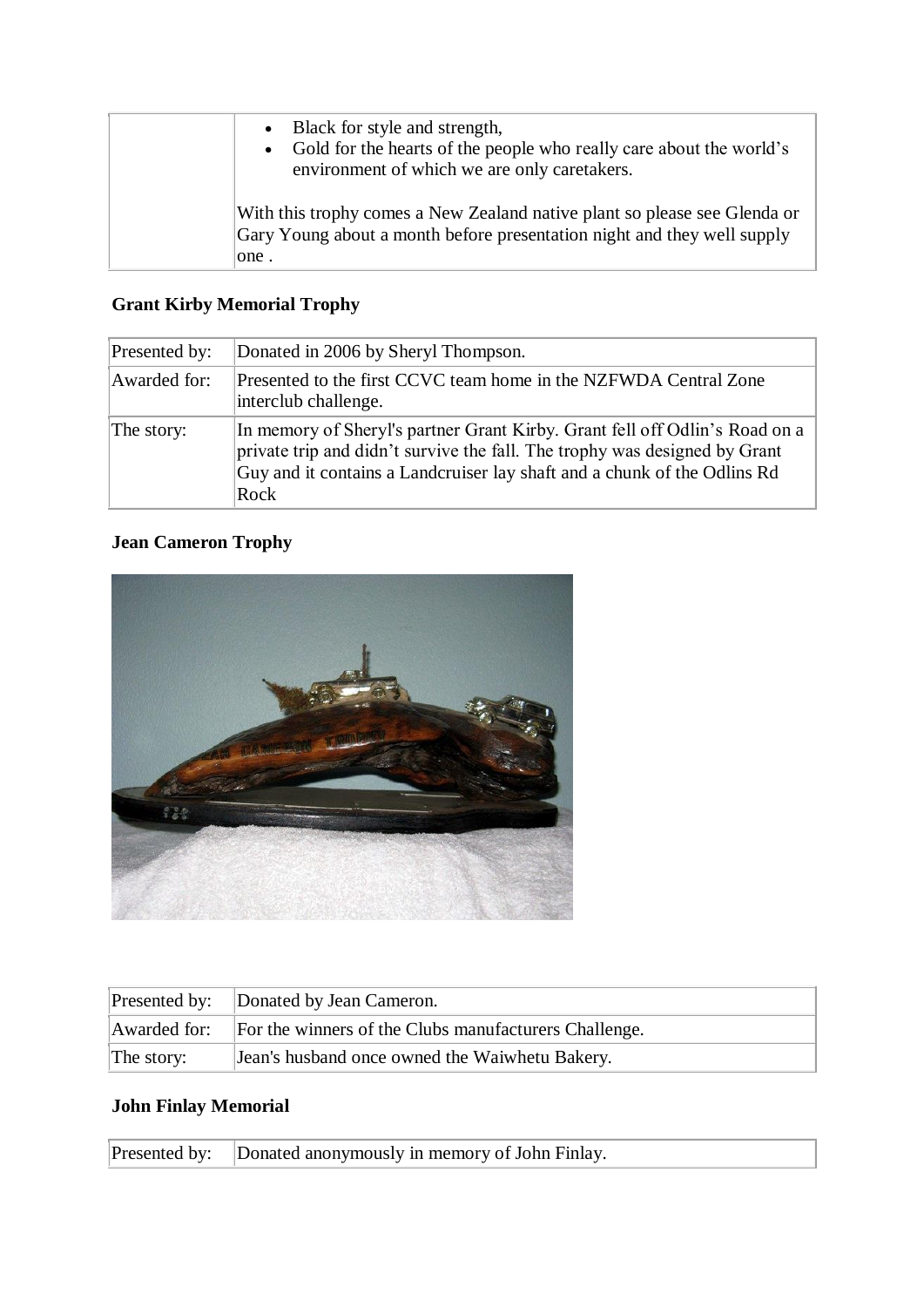| | |
|---|---|
| | - Black for style and strength,<br>- Gold for the hearts of the people who really care about the world's environment of which we are only caretakers.<br><br>With this trophy comes a New Zealand native plant so please see Glenda or Gary Young about a month before presentation night and they well supply one . |

**Grant Kirby Memorial Trophy**

| | |
|---|---|
| Presented by: | Donated in 2006 by Sheryl Thompson. |
| Awarded for: | Presented to the first CCVC team home in the NZFWDA Central Zone interclub challenge. |
| The story: | In memory of Sheryl's partner Grant Kirby. Grant fell off Odlin's Road on a private trip and didn't survive the fall. The trophy was designed by Grant Guy and it contains a Landcruiser lay shaft and a chunk of the Odlins Rd Rock |

**Jean Cameron Trophy**

| | |
|---|---|
| Presented by: | Donated by Jean Cameron. |
| Awarded for: | For the winners of the Clubs manufacturers Challenge. |
| The story: | Jean's husband once owned the Waiwhetu Bakery. |

**John Finlay Memorial**

| | |
|---|---|
| Presented by: | Donated anonymously in memory of John Finlay. |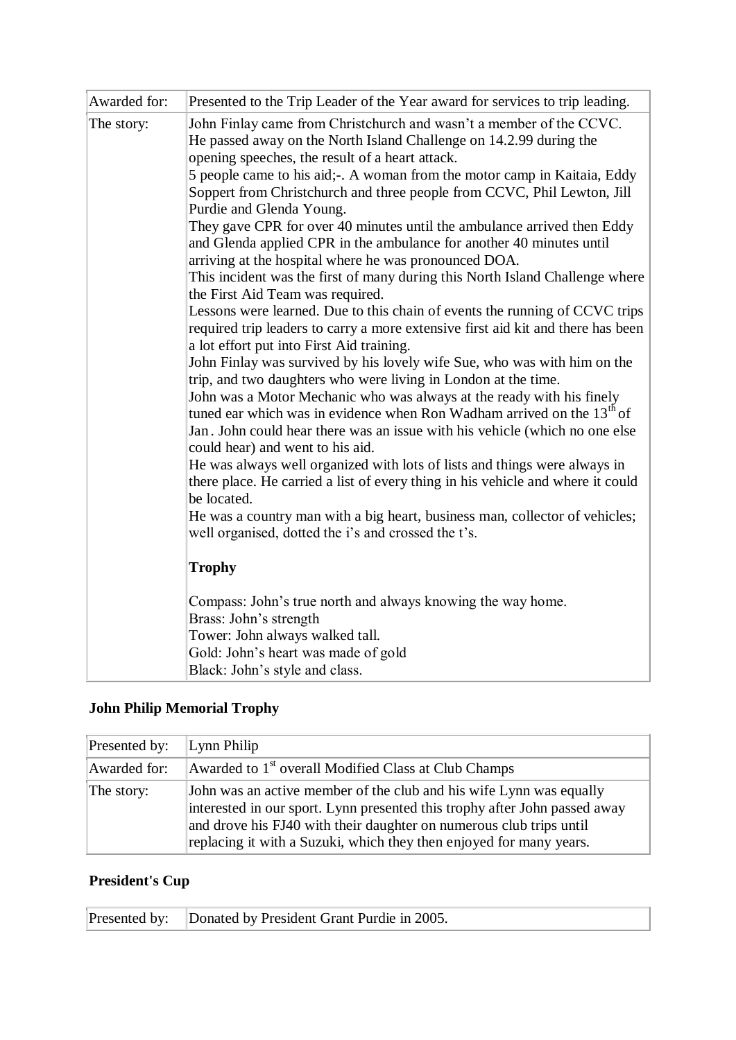| | |
|---|---|
| Awarded for: | Presented to the Trip Leader of the Year award for services to trip leading. |
| The story: | John Finlay came from Christchurch and wasn't a member of the CCVC. He passed away on the North Island Challenge on 14.2.99 during the opening speeches, the result of a heart attack.<br>5 people came to his aid;-. A woman from the motor camp in Kaitaia, Eddy Soppert from Christchurch and three people from CCVC, Phil Lewton, Jill Purdie and Glenda Young.<br>They gave CPR for over 40 minutes until the ambulance arrived then Eddy and Glenda applied CPR in the ambulance for another 40 minutes until arriving at the hospital where he was pronounced DOA.<br>This incident was the first of many during this North Island Challenge where the First Aid Team was required.<br>Lessons were learned. Due to this chain of events the running of CCVC trips required trip leaders to carry a more extensive first aid kit and there has been a lot effort put into First Aid training.<br>John Finlay was survived by his lovely wife Sue, who was with him on the trip, and two daughters who were living in London at the time.<br>John was a Motor Mechanic who was always at the ready with his finely tuned ear which was in evidence when Ron Wadham arrived on the 13th of Jan . John could hear there was an issue with his vehicle (which no one else could hear) and went to his aid.<br>He was always well organized with lots of lists and things were always in there place. He carried a list of every thing in his vehicle and where it could be located.<br>He was a country man with a big heart, business man, collector of vehicles; well organised, dotted the i's and crossed the t's.<br><br>**Trophy**<br><br>Compass: John's true north and always knowing the way home.<br>Brass: John's strength<br>Tower: John always walked tall.<br>Gold: John's heart was made of gold<br>Black: John's style and class. |

### John Philip Memorial Trophy

| | |
|---|---|
| Presented by: | Lynn Philip |
| Awarded for: | Awarded to 1st overall Modified Class at Club Champs |
| The story: | John was an active member of the club and his wife Lynn was equally interested in our sport. Lynn presented this trophy after John passed away and drove his FJ40 with their daughter on numerous club trips until replacing it with a Suzuki, which they then enjoyed for many years. |

### President's Cup

| | |
|---|---|
| Presented by: | Donated by President Grant Purdie in 2005. |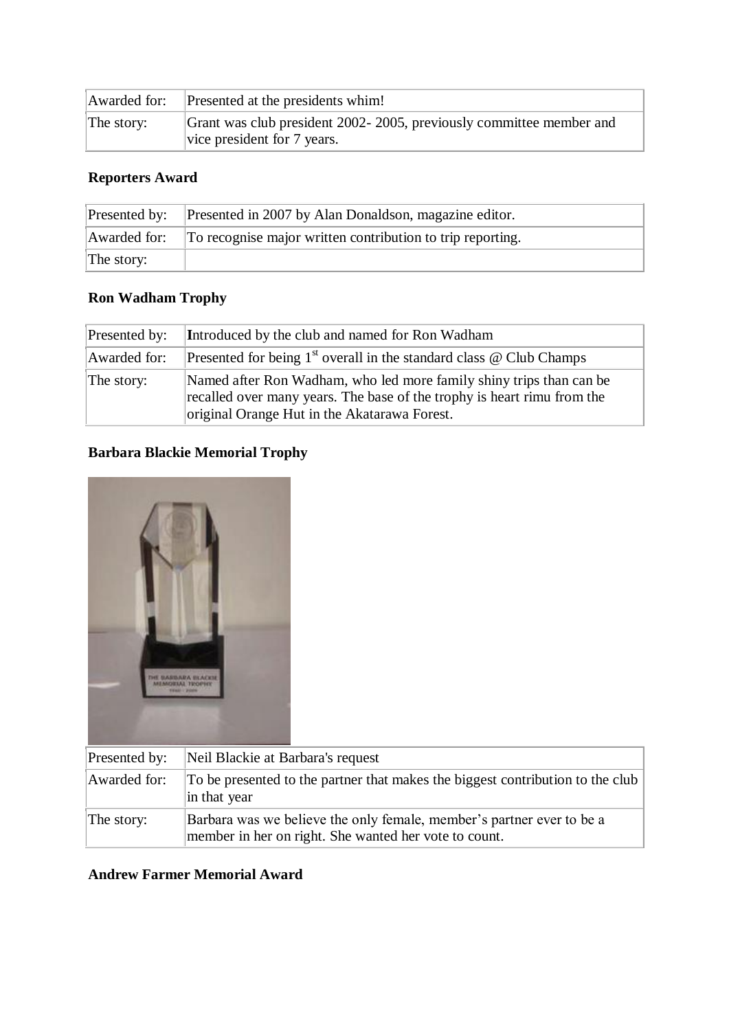| | |
|---|---|
| Awarded for: | Presented at the presidents whim! |
| The story: | Grant was club president 2002- 2005, previously committee member and vice president for 7 years. |

**Reporters Award**

| | |
|---|---|
| Presented by: | Presented in 2007 by Alan Donaldson, magazine editor. |
| Awarded for: | To recognise major written contribution to trip reporting. |
| The story: | |

**Ron Wadham Trophy**

| | |
|---|---|
| Presented by: | **I**ntroduced by the club and named for Ron Wadham |
| Awarded for: | Presented for being 1st overall in the standard class @ Club Champs |
| The story: | Named after Ron Wadham, who led more family shiny trips than can be recalled over many years. The base of the trophy is heart rimu from the original Orange Hut in the Akatarawa Forest. |

**Barbara Blackie Memorial Trophy**

| | |
|---|---|
| Presented by: | Neil Blackie at Barbara's request |
| Awarded for: | To be presented to the partner that makes the biggest contribution to the club in that year |
| The story: | Barbara was we believe the only female, member's partner ever to be a member in her on right. She wanted her vote to count. |

**Andrew Farmer Memorial Award**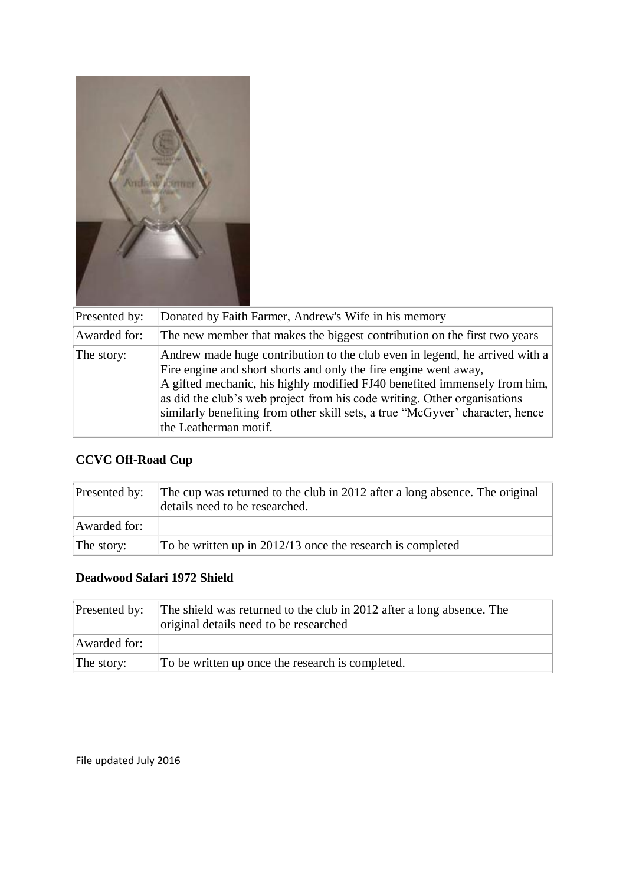| | |
|---|---|
| Presented by: | Donated by Faith Farmer, Andrew's Wife in his memory |
| Awarded for: | The new member that makes the biggest contribution on the first two years |
| The story: | Andrew made huge contribution to the club even in legend, he arrived with a Fire engine and short shorts and only the fire engine went away, A gifted mechanic, his highly modified FJ40 benefited immensely from him, as did the club's web project from his code writing. Other organisations similarly benefiting from other skill sets, a true "McGyver' character, hence the Leatherman motif. |

**CCVC Off-Road Cup**

| | |
|---|---|
| Presented by: | The cup was returned to the club in 2012 after a long absence. The original details need to be researched. |
| Awarded for: | |
| The story: | To be written up in 2012/13 once the research is completed |

**Deadwood Safari 1972 Shield**

| | |
|---|---|
| Presented by: | The shield was returned to the club in 2012 after a long absence. The original details need to be researched |
| Awarded for: | |
| The story: | To be written up once the research is completed. |

File updated July 2016